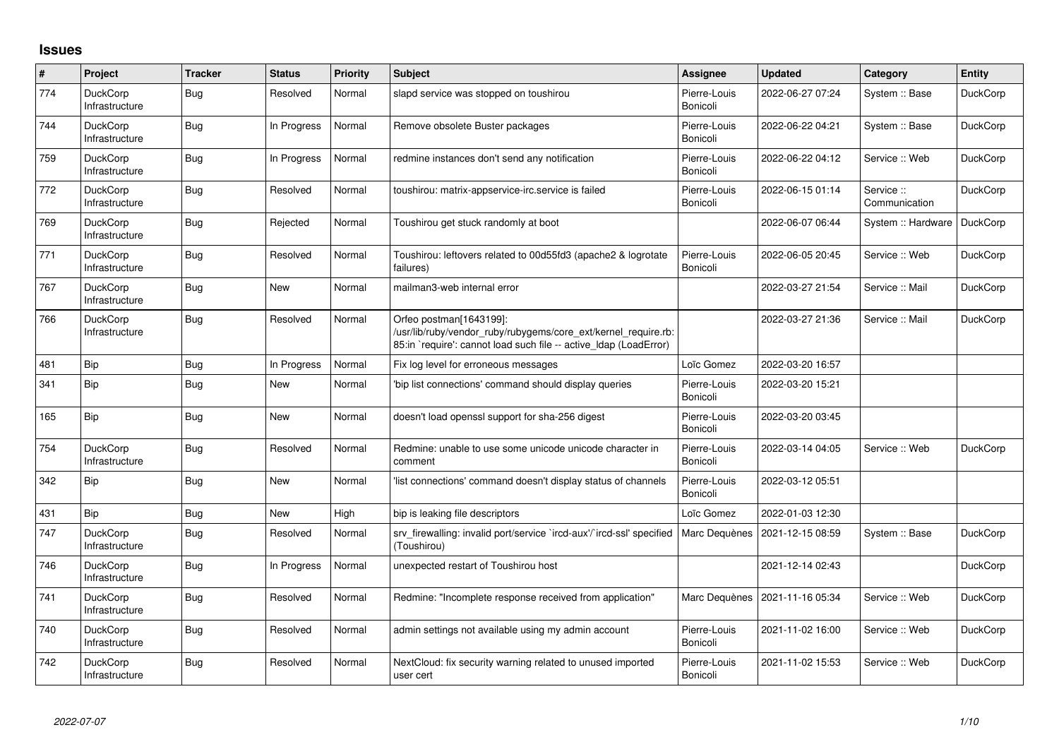# Issues

| # | Project | Tracker | Status | Priority | Subject | Assignee | Updated | Category | Entity |
|---|---|---|---|---|---|---|---|---|---|
| 774 | DuckCorp Infrastructure | Bug | Resolved | Normal | slapd service was stopped on toushirou | Pierre-Louis Bonicoli | 2022-06-27 07:24 | System :: Base | DuckCorp |
| 744 | DuckCorp Infrastructure | Bug | In Progress | Normal | Remove obsolete Buster packages | Pierre-Louis Bonicoli | 2022-06-22 04:21 | System :: Base | DuckCorp |
| 759 | DuckCorp Infrastructure | Bug | In Progress | Normal | redmine instances don't send any notification | Pierre-Louis Bonicoli | 2022-06-22 04:12 | Service :: Web | DuckCorp |
| 772 | DuckCorp Infrastructure | Bug | Resolved | Normal | toushirou: matrix-appservice-irc.service is failed | Pierre-Louis Bonicoli | 2022-06-15 01:14 | Service :: Communication | DuckCorp |
| 769 | DuckCorp Infrastructure | Bug | Rejected | Normal | Toushirou get stuck randomly at boot | | 2022-06-07 06:44 | System :: Hardware | DuckCorp |
| 771 | DuckCorp Infrastructure | Bug | Resolved | Normal | Toushirou: leftovers related to 00d55fd3 (apache2 & logrotate failures) | Pierre-Louis Bonicoli | 2022-06-05 20:45 | Service :: Web | DuckCorp |
| 767 | DuckCorp Infrastructure | Bug | New | Normal | mailman3-web internal error | | 2022-03-27 21:54 | Service :: Mail | DuckCorp |
| 766 | DuckCorp Infrastructure | Bug | Resolved | Normal | Orfeo postman[1643199]: /usr/lib/ruby/vendor_ruby/rubygems/core_ext/kernel_require.rb:85:in `require': cannot load such file -- active_ldap (LoadError) | | 2022-03-27 21:36 | Service :: Mail | DuckCorp |
| 481 | Bip | Bug | In Progress | Normal | Fix log level for erroneous messages | Loïc Gomez | 2022-03-20 16:57 | | |
| 341 | Bip | Bug | New | Normal | 'bip list connections' command should display queries | Pierre-Louis Bonicoli | 2022-03-20 15:21 | | |
| 165 | Bip | Bug | New | Normal | doesn't load openssl support for sha-256 digest | Pierre-Louis Bonicoli | 2022-03-20 03:45 | | |
| 754 | DuckCorp Infrastructure | Bug | Resolved | Normal | Redmine: unable to use some unicode unicode character in comment | Pierre-Louis Bonicoli | 2022-03-14 04:05 | Service :: Web | DuckCorp |
| 342 | Bip | Bug | New | Normal | 'list connections' command doesn't display status of channels | Pierre-Louis Bonicoli | 2022-03-12 05:51 | | |
| 431 | Bip | Bug | New | High | bip is leaking file descriptors | Loïc Gomez | 2022-01-03 12:30 | | |
| 747 | DuckCorp Infrastructure | Bug | Resolved | Normal | srv_firewalling: invalid port/service `ircd-aux'/`ircd-ssl' specified (Toushirou) | Marc Dequènes | 2021-12-15 08:59 | System :: Base | DuckCorp |
| 746 | DuckCorp Infrastructure | Bug | In Progress | Normal | unexpected restart of Toushirou host | | 2021-12-14 02:43 | | DuckCorp |
| 741 | DuckCorp Infrastructure | Bug | Resolved | Normal | Redmine: "Incomplete response received from application" | Marc Dequènes | 2021-11-16 05:34 | Service :: Web | DuckCorp |
| 740 | DuckCorp Infrastructure | Bug | Resolved | Normal | admin settings not available using my admin account | Pierre-Louis Bonicoli | 2021-11-02 16:00 | Service :: Web | DuckCorp |
| 742 | DuckCorp Infrastructure | Bug | Resolved | Normal | NextCloud: fix security warning related to unused imported user cert | Pierre-Louis Bonicoli | 2021-11-02 15:53 | Service :: Web | DuckCorp |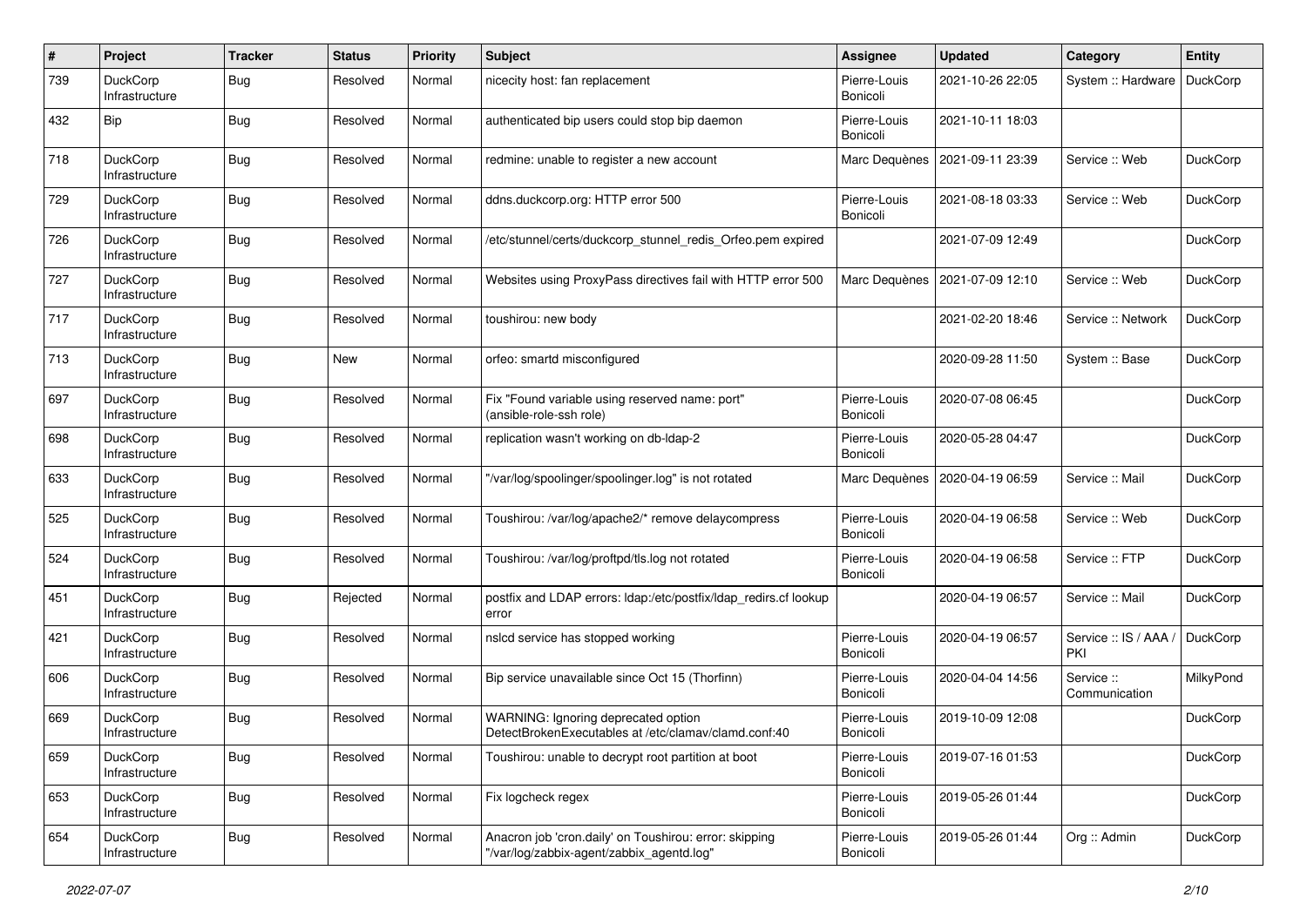| # | Project | Tracker | Status | Priority | Subject | Assignee | Updated | Category | Entity |
|---|---|---|---|---|---|---|---|---|---|
| 739 | DuckCorp Infrastructure | Bug | Resolved | Normal | nicecity host: fan replacement | Pierre-Louis Bonicoli | 2021-10-26 22:05 | System :: Hardware | DuckCorp |
| 432 | Bip | Bug | Resolved | Normal | authenticated bip users could stop bip daemon | Pierre-Louis Bonicoli | 2021-10-11 18:03 | | |
| 718 | DuckCorp Infrastructure | Bug | Resolved | Normal | redmine: unable to register a new account | Marc Dequènes | 2021-09-11 23:39 | Service :: Web | DuckCorp |
| 729 | DuckCorp Infrastructure | Bug | Resolved | Normal | ddns.duckcorp.org: HTTP error 500 | Pierre-Louis Bonicoli | 2021-08-18 03:33 | Service :: Web | DuckCorp |
| 726 | DuckCorp Infrastructure | Bug | Resolved | Normal | /etc/stunnel/certs/duckcorp_stunnel_redis_Orfeo.pem expired | | 2021-07-09 12:49 | | DuckCorp |
| 727 | DuckCorp Infrastructure | Bug | Resolved | Normal | Websites using ProxyPass directives fail with HTTP error 500 | Marc Dequènes | 2021-07-09 12:10 | Service :: Web | DuckCorp |
| 717 | DuckCorp Infrastructure | Bug | Resolved | Normal | toushirou: new body | | 2021-02-20 18:46 | Service :: Network | DuckCorp |
| 713 | DuckCorp Infrastructure | Bug | New | Normal | orfeo: smartd misconfigured | | 2020-09-28 11:50 | System :: Base | DuckCorp |
| 697 | DuckCorp Infrastructure | Bug | Resolved | Normal | Fix "Found variable using reserved name: port" (ansible-role-ssh role) | Pierre-Louis Bonicoli | 2020-07-08 06:45 | | DuckCorp |
| 698 | DuckCorp Infrastructure | Bug | Resolved | Normal | replication wasn't working on db-ldap-2 | Pierre-Louis Bonicoli | 2020-05-28 04:47 | | DuckCorp |
| 633 | DuckCorp Infrastructure | Bug | Resolved | Normal | "/var/log/spoolinger/spoolinger.log" is not rotated | Marc Dequènes | 2020-04-19 06:59 | Service :: Mail | DuckCorp |
| 525 | DuckCorp Infrastructure | Bug | Resolved | Normal | Toushirou: /var/log/apache2/* remove delaycompress | Pierre-Louis Bonicoli | 2020-04-19 06:58 | Service :: Web | DuckCorp |
| 524 | DuckCorp Infrastructure | Bug | Resolved | Normal | Toushirou: /var/log/proftpd/tls.log not rotated | Pierre-Louis Bonicoli | 2020-04-19 06:58 | Service :: FTP | DuckCorp |
| 451 | DuckCorp Infrastructure | Bug | Rejected | Normal | postfix and LDAP errors: ldap:/etc/postfix/ldap_redirs.cf lookup error | | 2020-04-19 06:57 | Service :: Mail | DuckCorp |
| 421 | DuckCorp Infrastructure | Bug | Resolved | Normal | nslcd service has stopped working | Pierre-Louis Bonicoli | 2020-04-19 06:57 | Service :: IS / AAA / PKI | DuckCorp |
| 606 | DuckCorp Infrastructure | Bug | Resolved | Normal | Bip service unavailable since Oct 15 (Thorfinn) | Pierre-Louis Bonicoli | 2020-04-04 14:56 | Service :: Communication | MilkyPond |
| 669 | DuckCorp Infrastructure | Bug | Resolved | Normal | WARNING: Ignoring deprecated option DetectBrokenExecutables at /etc/clamav/clamd.conf:40 | Pierre-Louis Bonicoli | 2019-10-09 12:08 | | DuckCorp |
| 659 | DuckCorp Infrastructure | Bug | Resolved | Normal | Toushirou: unable to decrypt root partition at boot | Pierre-Louis Bonicoli | 2019-07-16 01:53 | | DuckCorp |
| 653 | DuckCorp Infrastructure | Bug | Resolved | Normal | Fix logcheck regex | Pierre-Louis Bonicoli | 2019-05-26 01:44 | | DuckCorp |
| 654 | DuckCorp Infrastructure | Bug | Resolved | Normal | Anacron job 'cron.daily' on Toushirou: error: skipping "/var/log/zabbix-agent/zabbix_agentd.log" | Pierre-Louis Bonicoli | 2019-05-26 01:44 | Org :: Admin | DuckCorp |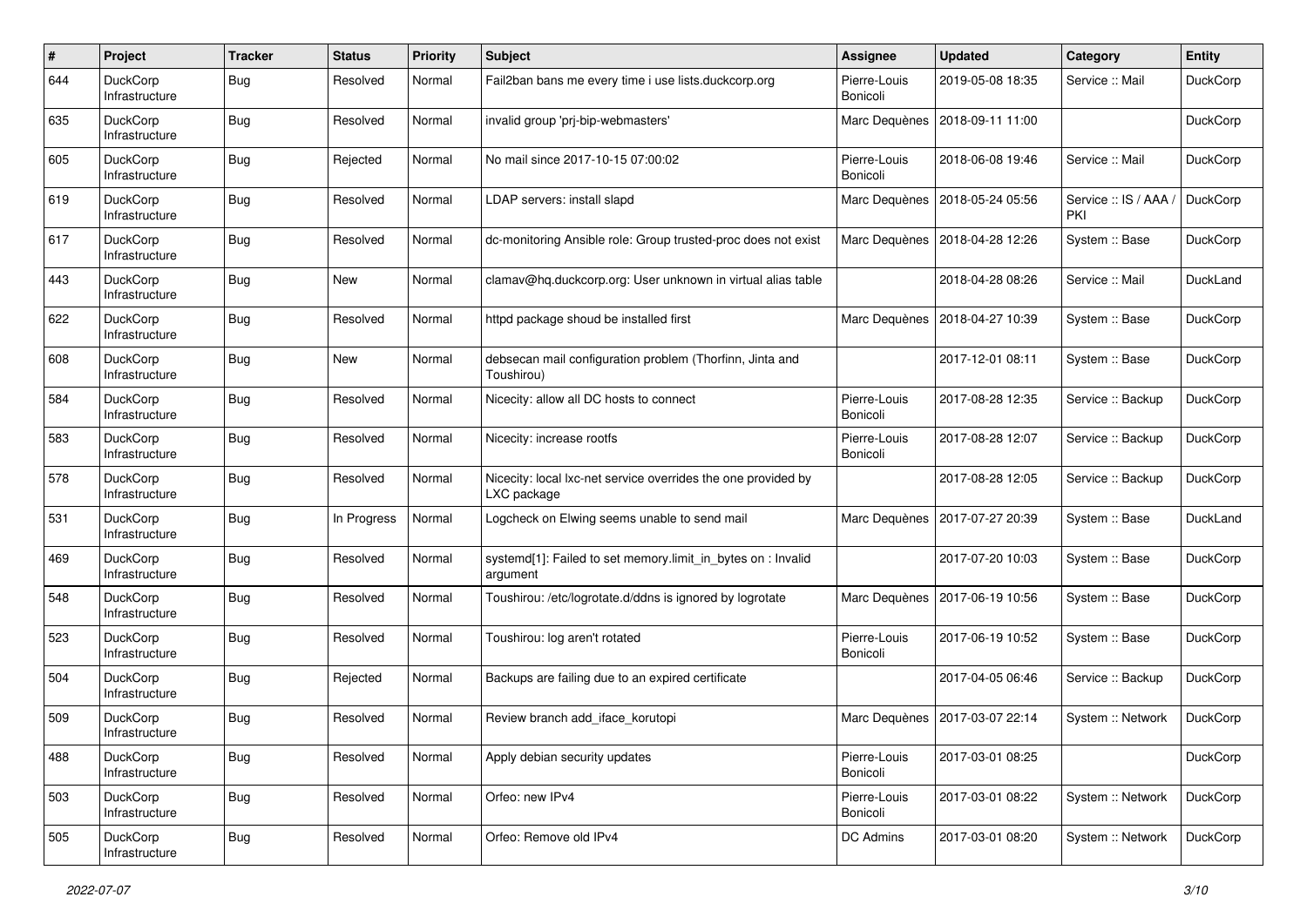| # | Project | Tracker | Status | Priority | Subject | Assignee | Updated | Category | Entity |
|---|---|---|---|---|---|---|---|---|---|
| 644 | DuckCorp Infrastructure | Bug | Resolved | Normal | Fail2ban bans me every time i use lists.duckcorp.org | Pierre-Louis Bonicoli | 2019-05-08 18:35 | Service :: Mail | DuckCorp |
| 635 | DuckCorp Infrastructure | Bug | Resolved | Normal | invalid group 'prj-bip-webmasters' | Marc Dequènes | 2018-09-11 11:00 | | DuckCorp |
| 605 | DuckCorp Infrastructure | Bug | Rejected | Normal | No mail since 2017-10-15 07:00:02 | Pierre-Louis Bonicoli | 2018-06-08 19:46 | Service :: Mail | DuckCorp |
| 619 | DuckCorp Infrastructure | Bug | Resolved | Normal | LDAP servers: install slapd | Marc Dequènes | 2018-05-24 05:56 | Service :: IS / AAA / PKI | DuckCorp |
| 617 | DuckCorp Infrastructure | Bug | Resolved | Normal | dc-monitoring Ansible role: Group trusted-proc does not exist | Marc Dequènes | 2018-04-28 12:26 | System :: Base | DuckCorp |
| 443 | DuckCorp Infrastructure | Bug | New | Normal | clamav@hq.duckcorp.org: User unknown in virtual alias table | | 2018-04-28 08:26 | Service :: Mail | DuckLand |
| 622 | DuckCorp Infrastructure | Bug | Resolved | Normal | httpd package shoud be installed first | Marc Dequènes | 2018-04-27 10:39 | System :: Base | DuckCorp |
| 608 | DuckCorp Infrastructure | Bug | New | Normal | debsecan mail configuration problem (Thorfinn, Jinta and Toushirou) | | 2017-12-01 08:11 | System :: Base | DuckCorp |
| 584 | DuckCorp Infrastructure | Bug | Resolved | Normal | Nicecity: allow all DC hosts to connect | Pierre-Louis Bonicoli | 2017-08-28 12:35 | Service :: Backup | DuckCorp |
| 583 | DuckCorp Infrastructure | Bug | Resolved | Normal | Nicecity: increase rootfs | Pierre-Louis Bonicoli | 2017-08-28 12:07 | Service :: Backup | DuckCorp |
| 578 | DuckCorp Infrastructure | Bug | Resolved | Normal | Nicecity: local lxc-net service overrides the one provided by LXC package | | 2017-08-28 12:05 | Service :: Backup | DuckCorp |
| 531 | DuckCorp Infrastructure | Bug | In Progress | Normal | Logcheck on Elwing seems unable to send mail | Marc Dequènes | 2017-07-27 20:39 | System :: Base | DuckLand |
| 469 | DuckCorp Infrastructure | Bug | Resolved | Normal | systemd[1]: Failed to set memory.limit_in_bytes on : Invalid argument | | 2017-07-20 10:03 | System :: Base | DuckCorp |
| 548 | DuckCorp Infrastructure | Bug | Resolved | Normal | Toushirou: /etc/logrotate.d/ddns is ignored by logrotate | Marc Dequènes | 2017-06-19 10:56 | System :: Base | DuckCorp |
| 523 | DuckCorp Infrastructure | Bug | Resolved | Normal | Toushirou: log aren't rotated | Pierre-Louis Bonicoli | 2017-06-19 10:52 | System :: Base | DuckCorp |
| 504 | DuckCorp Infrastructure | Bug | Rejected | Normal | Backups are failing due to an expired certificate | | 2017-04-05 06:46 | Service :: Backup | DuckCorp |
| 509 | DuckCorp Infrastructure | Bug | Resolved | Normal | Review branch add_iface_korutopi | Marc Dequènes | 2017-03-07 22:14 | System :: Network | DuckCorp |
| 488 | DuckCorp Infrastructure | Bug | Resolved | Normal | Apply debian security updates | Pierre-Louis Bonicoli | 2017-03-01 08:25 | | DuckCorp |
| 503 | DuckCorp Infrastructure | Bug | Resolved | Normal | Orfeo: new IPv4 | Pierre-Louis Bonicoli | 2017-03-01 08:22 | System :: Network | DuckCorp |
| 505 | DuckCorp Infrastructure | Bug | Resolved | Normal | Orfeo: Remove old IPv4 | DC Admins | 2017-03-01 08:20 | System :: Network | DuckCorp |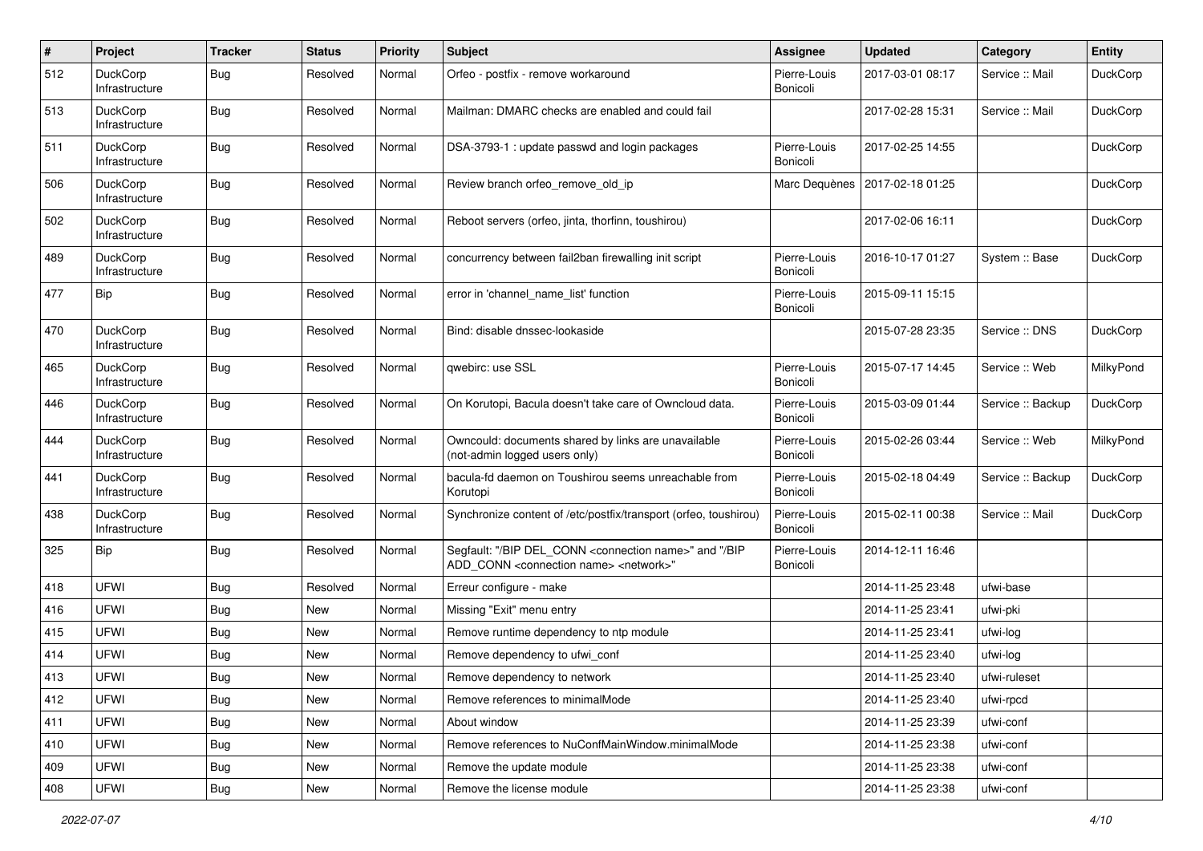| # | Project | Tracker | Status | Priority | Subject | Assignee | Updated | Category | Entity |
|---|---|---|---|---|---|---|---|---|---|
| 512 | DuckCorp Infrastructure | Bug | Resolved | Normal | Orfeo - postfix - remove workaround | Pierre-Louis Bonicoli | 2017-03-01 08:17 | Service :: Mail | DuckCorp |
| 513 | DuckCorp Infrastructure | Bug | Resolved | Normal | Mailman: DMARC checks are enabled and could fail | | 2017-02-28 15:31 | Service :: Mail | DuckCorp |
| 511 | DuckCorp Infrastructure | Bug | Resolved | Normal | DSA-3793-1 : update passwd and login packages | Pierre-Louis Bonicoli | 2017-02-25 14:55 | | DuckCorp |
| 506 | DuckCorp Infrastructure | Bug | Resolved | Normal | Review branch orfeo_remove_old_ip | Marc Dequènes | 2017-02-18 01:25 | | DuckCorp |
| 502 | DuckCorp Infrastructure | Bug | Resolved | Normal | Reboot servers (orfeo, jinta, thorfinn, toushirou) | | 2017-02-06 16:11 | | DuckCorp |
| 489 | DuckCorp Infrastructure | Bug | Resolved | Normal | concurrency between fail2ban firewalling init script | Pierre-Louis Bonicoli | 2016-10-17 01:27 | System :: Base | DuckCorp |
| 477 | Bip | Bug | Resolved | Normal | error in 'channel_name_list' function | Pierre-Louis Bonicoli | 2015-09-11 15:15 | | |
| 470 | DuckCorp Infrastructure | Bug | Resolved | Normal | Bind: disable dnssec-lookaside | | 2015-07-28 23:35 | Service :: DNS | DuckCorp |
| 465 | DuckCorp Infrastructure | Bug | Resolved | Normal | qwebirc: use SSL | Pierre-Louis Bonicoli | 2015-07-17 14:45 | Service :: Web | MilkyPond |
| 446 | DuckCorp Infrastructure | Bug | Resolved | Normal | On Korutopi, Bacula doesn't take care of Owncloud data. | Pierre-Louis Bonicoli | 2015-03-09 01:44 | Service :: Backup | DuckCorp |
| 444 | DuckCorp Infrastructure | Bug | Resolved | Normal | Owncould: documents shared by links are unavailable (not-admin logged users only) | Pierre-Louis Bonicoli | 2015-02-26 03:44 | Service :: Web | MilkyPond |
| 441 | DuckCorp Infrastructure | Bug | Resolved | Normal | bacula-fd daemon on Toushirou seems unreachable from Korutopi | Pierre-Louis Bonicoli | 2015-02-18 04:49 | Service :: Backup | DuckCorp |
| 438 | DuckCorp Infrastructure | Bug | Resolved | Normal | Synchronize content of /etc/postfix/transport (orfeo, toushirou) | Pierre-Louis Bonicoli | 2015-02-11 00:38 | Service :: Mail | DuckCorp |
| 325 | Bip | Bug | Resolved | Normal | Segfault: "/BIP DEL_CONN <connection name>" and "/BIP ADD_CONN <connection name> <network>" | Pierre-Louis Bonicoli | 2014-12-11 16:46 | | |
| 418 | UFWI | Bug | Resolved | Normal | Erreur configure - make | | 2014-11-25 23:48 | ufwi-base | |
| 416 | UFWI | Bug | New | Normal | Missing "Exit" menu entry | | 2014-11-25 23:41 | ufwi-pki | |
| 415 | UFWI | Bug | New | Normal | Remove runtime dependency to ntp module | | 2014-11-25 23:41 | ufwi-log | |
| 414 | UFWI | Bug | New | Normal | Remove dependency to ufwi_conf | | 2014-11-25 23:40 | ufwi-log | |
| 413 | UFWI | Bug | New | Normal | Remove dependency to network | | 2014-11-25 23:40 | ufwi-ruleset | |
| 412 | UFWI | Bug | New | Normal | Remove references to minimalMode | | 2014-11-25 23:40 | ufwi-rpcd | |
| 411 | UFWI | Bug | New | Normal | About window | | 2014-11-25 23:39 | ufwi-conf | |
| 410 | UFWI | Bug | New | Normal | Remove references to NuConfMainWindow.minimalMode | | 2014-11-25 23:38 | ufwi-conf | |
| 409 | UFWI | Bug | New | Normal | Remove the update module | | 2014-11-25 23:38 | ufwi-conf | |
| 408 | UFWI | Bug | New | Normal | Remove the license module | | 2014-11-25 23:38 | ufwi-conf | |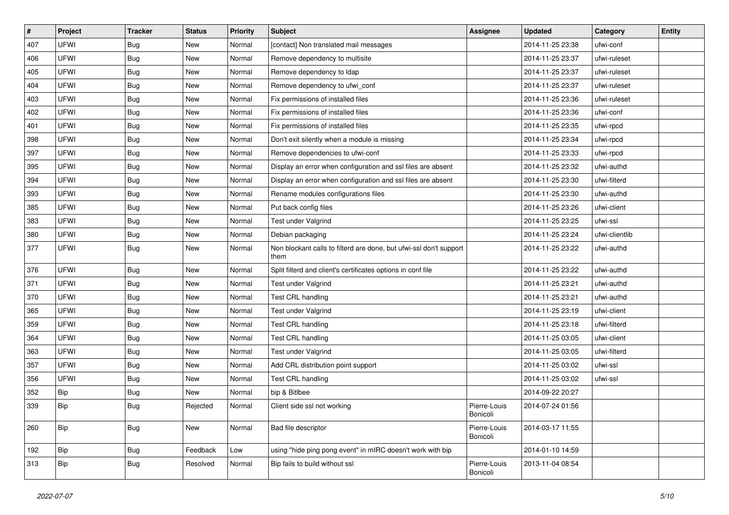| # | Project | Tracker | Status | Priority | Subject | Assignee | Updated | Category | Entity |
|---|---|---|---|---|---|---|---|---|---|
| 407 | UFWI | Bug | New | Normal | [contact] Non translated mail messages | | 2014-11-25 23:38 | ufwi-conf | |
| 406 | UFWI | Bug | New | Normal | Remove dependency to multisite | | 2014-11-25 23:37 | ufwi-ruleset | |
| 405 | UFWI | Bug | New | Normal | Remove dependency to ldap | | 2014-11-25 23:37 | ufwi-ruleset | |
| 404 | UFWI | Bug | New | Normal | Remove dependency to ufwi_conf | | 2014-11-25 23:37 | ufwi-ruleset | |
| 403 | UFWI | Bug | New | Normal | Fix permissions of installed files | | 2014-11-25 23:36 | ufwi-ruleset | |
| 402 | UFWI | Bug | New | Normal | Fix permissions of installed files | | 2014-11-25 23:36 | ufwi-conf | |
| 401 | UFWI | Bug | New | Normal | Fix permissions of installed files | | 2014-11-25 23:35 | ufwi-rpcd | |
| 398 | UFWI | Bug | New | Normal | Don't exit silently when a module is missing | | 2014-11-25 23:34 | ufwi-rpcd | |
| 397 | UFWI | Bug | New | Normal | Remove dependencies to ufwi-conf | | 2014-11-25 23:33 | ufwi-rpcd | |
| 395 | UFWI | Bug | New | Normal | Display an error when configuration and ssl files are absent | | 2014-11-25 23:32 | ufwi-authd | |
| 394 | UFWI | Bug | New | Normal | Display an error when configuration and ssl files are absent | | 2014-11-25 23:30 | ufwi-filterd | |
| 393 | UFWI | Bug | New | Normal | Rename modules configurations files | | 2014-11-25 23:30 | ufwi-authd | |
| 385 | UFWI | Bug | New | Normal | Put back config files | | 2014-11-25 23:26 | ufwi-client | |
| 383 | UFWI | Bug | New | Normal | Test under Valgrind | | 2014-11-25 23:25 | ufwi-ssl | |
| 380 | UFWI | Bug | New | Normal | Debian packaging | | 2014-11-25 23:24 | ufwi-clientlib | |
| 377 | UFWI | Bug | New | Normal | Non blockant calls to filterd are done, but ufwi-ssl don't support them | | 2014-11-25 23:22 | ufwi-authd | |
| 376 | UFWI | Bug | New | Normal | Split filterd and client's certificates options in conf file | | 2014-11-25 23:22 | ufwi-authd | |
| 371 | UFWI | Bug | New | Normal | Test under Valgrind | | 2014-11-25 23:21 | ufwi-authd | |
| 370 | UFWI | Bug | New | Normal | Test CRL handling | | 2014-11-25 23:21 | ufwi-authd | |
| 365 | UFWI | Bug | New | Normal | Test under Valgrind | | 2014-11-25 23:19 | ufwi-client | |
| 359 | UFWI | Bug | New | Normal | Test CRL handling | | 2014-11-25 23:18 | ufwi-filterd | |
| 364 | UFWI | Bug | New | Normal | Test CRL handling | | 2014-11-25 03:05 | ufwi-client | |
| 363 | UFWI | Bug | New | Normal | Test under Valgrind | | 2014-11-25 03:05 | ufwi-filterd | |
| 357 | UFWI | Bug | New | Normal | Add CRL distribution point support | | 2014-11-25 03:02 | ufwi-ssl | |
| 356 | UFWI | Bug | New | Normal | Test CRL handling | | 2014-11-25 03:02 | ufwi-ssl | |
| 352 | Bip | Bug | New | Normal | bip & Bitlbee | | 2014-09-22 20:27 | | |
| 339 | Bip | Bug | Rejected | Normal | Client side ssl not working | Pierre-Louis Bonicoli | 2014-07-24 01:56 | | |
| 260 | Bip | Bug | New | Normal | Bad file descriptor | Pierre-Louis Bonicoli | 2014-03-17 11:55 | | |
| 192 | Bip | Bug | Feedback | Low | using "hide ping pong event" in mIRC doesn't work with bip | | 2014-01-10 14:59 | | |
| 313 | Bip | Bug | Resolved | Normal | Bip fails to build without ssl | Pierre-Louis Bonicoli | 2013-11-04 08:54 | | |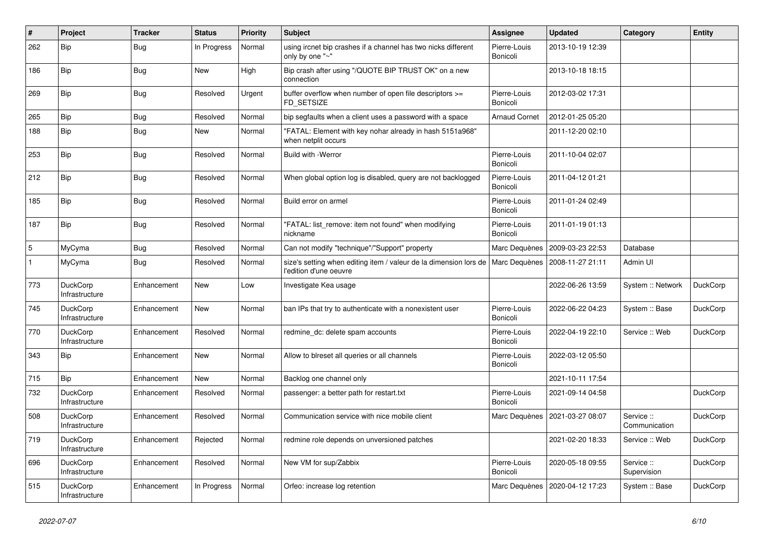| # | Project | Tracker | Status | Priority | Subject | Assignee | Updated | Category | Entity |
|---|---|---|---|---|---|---|---|---|---|
| 262 | Bip | Bug | In Progress | Normal | using ircnet bip crashes if a channel has two nicks different only by one "~" | Pierre-Louis Bonicoli | 2013-10-19 12:39 | | |
| 186 | Bip | Bug | New | High | Bip crash after using "/QUOTE BIP TRUST OK" on a new connection | | 2013-10-18 18:15 | | |
| 269 | Bip | Bug | Resolved | Urgent | buffer overflow when number of open file descriptors >= FD_SETSIZE | Pierre-Louis Bonicoli | 2012-03-02 17:31 | | |
| 265 | Bip | Bug | Resolved | Normal | bip segfaults when a client uses a password with a space | Arnaud Cornet | 2012-01-25 05:20 | | |
| 188 | Bip | Bug | New | Normal | "FATAL: Element with key nohar already in hash 5151a968" when netplit occurs | | 2011-12-20 02:10 | | |
| 253 | Bip | Bug | Resolved | Normal | Build with -Werror | Pierre-Louis Bonicoli | 2011-10-04 02:07 | | |
| 212 | Bip | Bug | Resolved | Normal | When global option log is disabled, query are not backlogged | Pierre-Louis Bonicoli | 2011-04-12 01:21 | | |
| 185 | Bip | Bug | Resolved | Normal | Build error on armel | Pierre-Louis Bonicoli | 2011-01-24 02:49 | | |
| 187 | Bip | Bug | Resolved | Normal | "FATAL: list_remove: item not found" when modifying nickname | Pierre-Louis Bonicoli | 2011-01-19 01:13 | | |
| 5 | MyCyma | Bug | Resolved | Normal | Can not modify "technique"/"Support" property | Marc Dequènes | 2009-03-23 22:53 | Database | |
| 1 | MyCyma | Bug | Resolved | Normal | size's setting when editing item / valeur de la dimension lors de l'edition d'une oeuvre | Marc Dequènes | 2008-11-27 21:11 | Admin UI | |
| 773 | DuckCorp Infrastructure | Enhancement | New | Low | Investigate Kea usage | | 2022-06-26 13:59 | System :: Network | DuckCorp |
| 745 | DuckCorp Infrastructure | Enhancement | New | Normal | ban IPs that try to authenticate with a nonexistent user | Pierre-Louis Bonicoli | 2022-06-22 04:23 | System :: Base | DuckCorp |
| 770 | DuckCorp Infrastructure | Enhancement | Resolved | Normal | redmine_dc: delete spam accounts | Pierre-Louis Bonicoli | 2022-04-19 22:10 | Service :: Web | DuckCorp |
| 343 | Bip | Enhancement | New | Normal | Allow to blreset all queries or all channels | Pierre-Louis Bonicoli | 2022-03-12 05:50 | | |
| 715 | Bip | Enhancement | New | Normal | Backlog one channel only | | 2021-10-11 17:54 | | |
| 732 | DuckCorp Infrastructure | Enhancement | Resolved | Normal | passenger: a better path for restart.txt | Pierre-Louis Bonicoli | 2021-09-14 04:58 | | DuckCorp |
| 508 | DuckCorp Infrastructure | Enhancement | Resolved | Normal | Communication service with nice mobile client | Marc Dequènes | 2021-03-27 08:07 | Service :: Communication | DuckCorp |
| 719 | DuckCorp Infrastructure | Enhancement | Rejected | Normal | redmine role depends on unversioned patches | | 2021-02-20 18:33 | Service :: Web | DuckCorp |
| 696 | DuckCorp Infrastructure | Enhancement | Resolved | Normal | New VM for sup/Zabbix | Pierre-Louis Bonicoli | 2020-05-18 09:55 | Service :: Supervision | DuckCorp |
| 515 | DuckCorp Infrastructure | Enhancement | In Progress | Normal | Orfeo: increase log retention | Marc Dequènes | 2020-04-12 17:23 | System :: Base | DuckCorp |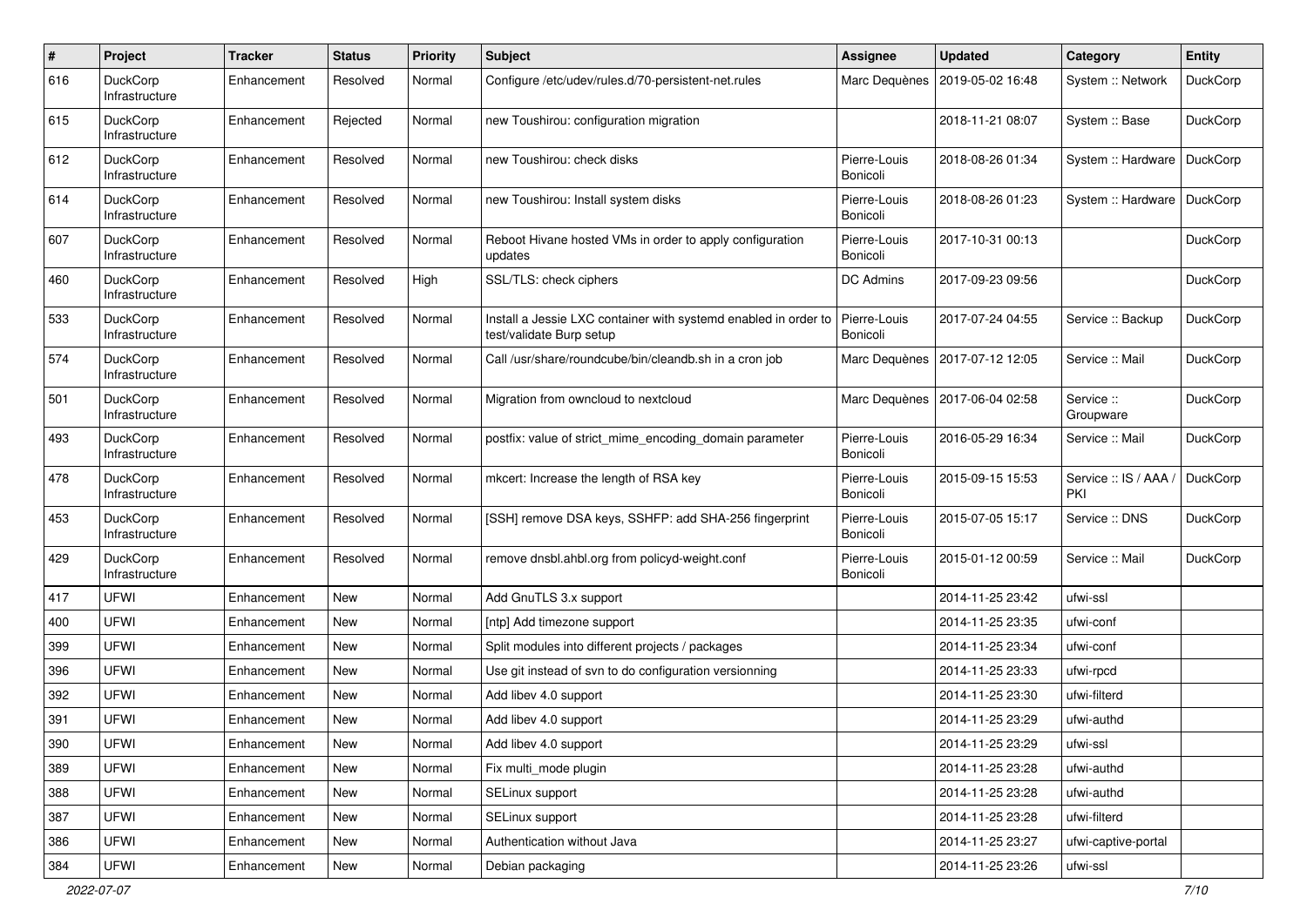| # | Project | Tracker | Status | Priority | Subject | Assignee | Updated | Category | Entity |
|---|---|---|---|---|---|---|---|---|---|
| 616 | DuckCorp Infrastructure | Enhancement | Resolved | Normal | Configure /etc/udev/rules.d/70-persistent-net.rules | Marc Dequènes | 2019-05-02 16:48 | System :: Network | DuckCorp |
| 615 | DuckCorp Infrastructure | Enhancement | Rejected | Normal | new Toushirou: configuration migration | | 2018-11-21 08:07 | System :: Base | DuckCorp |
| 612 | DuckCorp Infrastructure | Enhancement | Resolved | Normal | new Toushirou: check disks | Pierre-Louis Bonicoli | 2018-08-26 01:34 | System :: Hardware | DuckCorp |
| 614 | DuckCorp Infrastructure | Enhancement | Resolved | Normal | new Toushirou: Install system disks | Pierre-Louis Bonicoli | 2018-08-26 01:23 | System :: Hardware | DuckCorp |
| 607 | DuckCorp Infrastructure | Enhancement | Resolved | Normal | Reboot Hivane hosted VMs in order to apply configuration updates | Pierre-Louis Bonicoli | 2017-10-31 00:13 | | DuckCorp |
| 460 | DuckCorp Infrastructure | Enhancement | Resolved | High | SSL/TLS: check ciphers | DC Admins | 2017-09-23 09:56 | | DuckCorp |
| 533 | DuckCorp Infrastructure | Enhancement | Resolved | Normal | Install a Jessie LXC container with systemd enabled in order to test/validate Burp setup | Pierre-Louis Bonicoli | 2017-07-24 04:55 | Service :: Backup | DuckCorp |
| 574 | DuckCorp Infrastructure | Enhancement | Resolved | Normal | Call /usr/share/roundcube/bin/cleandb.sh in a cron job | Marc Dequènes | 2017-07-12 12:05 | Service :: Mail | DuckCorp |
| 501 | DuckCorp Infrastructure | Enhancement | Resolved | Normal | Migration from owncloud to nextcloud | Marc Dequènes | 2017-06-04 02:58 | Service :: Groupware | DuckCorp |
| 493 | DuckCorp Infrastructure | Enhancement | Resolved | Normal | postfix: value of strict_mime_encoding_domain parameter | Pierre-Louis Bonicoli | 2016-05-29 16:34 | Service :: Mail | DuckCorp |
| 478 | DuckCorp Infrastructure | Enhancement | Resolved | Normal | mkcert: Increase the length of RSA key | Pierre-Louis Bonicoli | 2015-09-15 15:53 | Service :: IS / AAA / PKI | DuckCorp |
| 453 | DuckCorp Infrastructure | Enhancement | Resolved | Normal | [SSH] remove DSA keys, SSHFP: add SHA-256 fingerprint | Pierre-Louis Bonicoli | 2015-07-05 15:17 | Service :: DNS | DuckCorp |
| 429 | DuckCorp Infrastructure | Enhancement | Resolved | Normal | remove dnsbl.ahbl.org from policyd-weight.conf | Pierre-Louis Bonicoli | 2015-01-12 00:59 | Service :: Mail | DuckCorp |
| 417 | UFWI | Enhancement | New | Normal | Add GnuTLS 3.x support | | 2014-11-25 23:42 | ufwi-ssl | |
| 400 | UFWI | Enhancement | New | Normal | [ntp] Add timezone support | | 2014-11-25 23:35 | ufwi-conf | |
| 399 | UFWI | Enhancement | New | Normal | Split modules into different projects / packages | | 2014-11-25 23:34 | ufwi-conf | |
| 396 | UFWI | Enhancement | New | Normal | Use git instead of svn to do configuration versionning | | 2014-11-25 23:33 | ufwi-rpcd | |
| 392 | UFWI | Enhancement | New | Normal | Add libev 4.0 support | | 2014-11-25 23:30 | ufwi-filterd | |
| 391 | UFWI | Enhancement | New | Normal | Add libev 4.0 support | | 2014-11-25 23:29 | ufwi-authd | |
| 390 | UFWI | Enhancement | New | Normal | Add libev 4.0 support | | 2014-11-25 23:29 | ufwi-ssl | |
| 389 | UFWI | Enhancement | New | Normal | Fix multi_mode plugin | | 2014-11-25 23:28 | ufwi-authd | |
| 388 | UFWI | Enhancement | New | Normal | SELinux support | | 2014-11-25 23:28 | ufwi-authd | |
| 387 | UFWI | Enhancement | New | Normal | SELinux support | | 2014-11-25 23:28 | ufwi-filterd | |
| 386 | UFWI | Enhancement | New | Normal | Authentication without Java | | 2014-11-25 23:27 | ufwi-captive-portal | |
| 384 | UFWI | Enhancement | New | Normal | Debian packaging | | 2014-11-25 23:26 | ufwi-ssl | |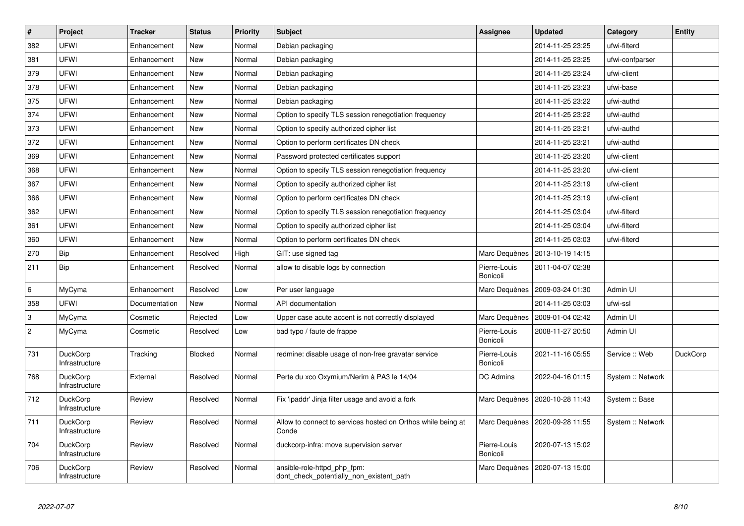| # | Project | Tracker | Status | Priority | Subject | Assignee | Updated | Category | Entity |
|---|---|---|---|---|---|---|---|---|---|
| 382 | UFWI | Enhancement | New | Normal | Debian packaging | | 2014-11-25 23:25 | ufwi-filterd | |
| 381 | UFWI | Enhancement | New | Normal | Debian packaging | | 2014-11-25 23:25 | ufwi-confparser | |
| 379 | UFWI | Enhancement | New | Normal | Debian packaging | | 2014-11-25 23:24 | ufwi-client | |
| 378 | UFWI | Enhancement | New | Normal | Debian packaging | | 2014-11-25 23:23 | ufwi-base | |
| 375 | UFWI | Enhancement | New | Normal | Debian packaging | | 2014-11-25 23:22 | ufwi-authd | |
| 374 | UFWI | Enhancement | New | Normal | Option to specify TLS session renegotiation frequency | | 2014-11-25 23:22 | ufwi-authd | |
| 373 | UFWI | Enhancement | New | Normal | Option to specify authorized cipher list | | 2014-11-25 23:21 | ufwi-authd | |
| 372 | UFWI | Enhancement | New | Normal | Option to perform certificates DN check | | 2014-11-25 23:21 | ufwi-authd | |
| 369 | UFWI | Enhancement | New | Normal | Password protected certificates support | | 2014-11-25 23:20 | ufwi-client | |
| 368 | UFWI | Enhancement | New | Normal | Option to specify TLS session renegotiation frequency | | 2014-11-25 23:20 | ufwi-client | |
| 367 | UFWI | Enhancement | New | Normal | Option to specify authorized cipher list | | 2014-11-25 23:19 | ufwi-client | |
| 366 | UFWI | Enhancement | New | Normal | Option to perform certificates DN check | | 2014-11-25 23:19 | ufwi-client | |
| 362 | UFWI | Enhancement | New | Normal | Option to specify TLS session renegotiation frequency | | 2014-11-25 03:04 | ufwi-filterd | |
| 361 | UFWI | Enhancement | New | Normal | Option to specify authorized cipher list | | 2014-11-25 03:04 | ufwi-filterd | |
| 360 | UFWI | Enhancement | New | Normal | Option to perform certificates DN check | | 2014-11-25 03:03 | ufwi-filterd | |
| 270 | Bip | Enhancement | Resolved | High | GIT: use signed tag | Marc Dequènes | 2013-10-19 14:15 | | |
| 211 | Bip | Enhancement | Resolved | Normal | allow to disable logs by connection | Pierre-Louis Bonicoli | 2011-04-07 02:38 | | |
| 6 | MyCyma | Enhancement | Resolved | Low | Per user language | Marc Dequènes | 2009-03-24 01:30 | Admin UI | |
| 358 | UFWI | Documentation | New | Normal | API documentation | | 2014-11-25 03:03 | ufwi-ssl | |
| 3 | MyCyma | Cosmetic | Rejected | Low | Upper case acute accent is not correctly displayed | Marc Dequènes | 2009-01-04 02:42 | Admin UI | |
| 2 | MyCyma | Cosmetic | Resolved | Low | bad typo / faute de frappe | Pierre-Louis Bonicoli | 2008-11-27 20:50 | Admin UI | |
| 731 | DuckCorp Infrastructure | Tracking | Blocked | Normal | redmine: disable usage of non-free gravatar service | Pierre-Louis Bonicoli | 2021-11-16 05:55 | Service :: Web | DuckCorp |
| 768 | DuckCorp Infrastructure | External | Resolved | Normal | Perte du xco Oxymium/Nerim à PA3 le 14/04 | DC Admins | 2022-04-16 01:15 | System :: Network | |
| 712 | DuckCorp Infrastructure | Review | Resolved | Normal | Fix 'ipaddr' Jinja filter usage and avoid a fork | Marc Dequènes | 2020-10-28 11:43 | System :: Base | |
| 711 | DuckCorp Infrastructure | Review | Resolved | Normal | Allow to connect to services hosted on Orthos while being at Conde | Marc Dequènes | 2020-09-28 11:55 | System :: Network | |
| 704 | DuckCorp Infrastructure | Review | Resolved | Normal | duckcorp-infra: move supervision server | Pierre-Louis Bonicoli | 2020-07-13 15:02 | | |
| 706 | DuckCorp Infrastructure | Review | Resolved | Normal | ansible-role-httpd_php_fpm: dont_check_potentially_non_existent_path | Marc Dequènes | 2020-07-13 15:00 | | |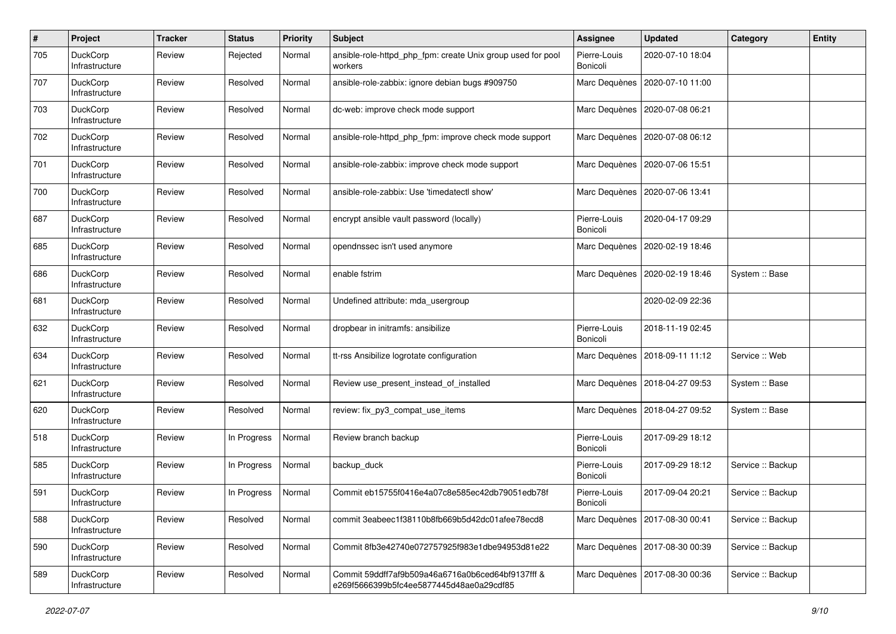| # | Project | Tracker | Status | Priority | Subject | Assignee | Updated | Category | Entity |
|---|---|---|---|---|---|---|---|---|---|
| 705 | DuckCorp Infrastructure | Review | Rejected | Normal | ansible-role-httpd_php_fpm: create Unix group used for pool workers | Pierre-Louis Bonicoli | 2020-07-10 18:04 | | |
| 707 | DuckCorp Infrastructure | Review | Resolved | Normal | ansible-role-zabbix: ignore debian bugs #909750 | Marc Dequènes | 2020-07-10 11:00 | | |
| 703 | DuckCorp Infrastructure | Review | Resolved | Normal | dc-web: improve check mode support | Marc Dequènes | 2020-07-08 06:21 | | |
| 702 | DuckCorp Infrastructure | Review | Resolved | Normal | ansible-role-httpd_php_fpm: improve check mode support | Marc Dequènes | 2020-07-08 06:12 | | |
| 701 | DuckCorp Infrastructure | Review | Resolved | Normal | ansible-role-zabbix: improve check mode support | Marc Dequènes | 2020-07-06 15:51 | | |
| 700 | DuckCorp Infrastructure | Review | Resolved | Normal | ansible-role-zabbix: Use 'timedatectl show' | Marc Dequènes | 2020-07-06 13:41 | | |
| 687 | DuckCorp Infrastructure | Review | Resolved | Normal | encrypt ansible vault password (locally) | Pierre-Louis Bonicoli | 2020-04-17 09:29 | | |
| 685 | DuckCorp Infrastructure | Review | Resolved | Normal | opendnssec isn't used anymore | Marc Dequènes | 2020-02-19 18:46 | | |
| 686 | DuckCorp Infrastructure | Review | Resolved | Normal | enable fstrim | Marc Dequènes | 2020-02-19 18:46 | System :: Base | |
| 681 | DuckCorp Infrastructure | Review | Resolved | Normal | Undefined attribute: mda_usergroup | | 2020-02-09 22:36 | | |
| 632 | DuckCorp Infrastructure | Review | Resolved | Normal | dropbear in initramfs: ansibilize | Pierre-Louis Bonicoli | 2018-11-19 02:45 | | |
| 634 | DuckCorp Infrastructure | Review | Resolved | Normal | tt-rss Ansibilize logrotate configuration | Marc Dequènes | 2018-09-11 11:12 | Service :: Web | |
| 621 | DuckCorp Infrastructure | Review | Resolved | Normal | Review use_present_instead_of_installed | Marc Dequènes | 2018-04-27 09:53 | System :: Base | |
| 620 | DuckCorp Infrastructure | Review | Resolved | Normal | review: fix_py3_compat_use_items | Marc Dequènes | 2018-04-27 09:52 | System :: Base | |
| 518 | DuckCorp Infrastructure | Review | In Progress | Normal | Review branch backup | Pierre-Louis Bonicoli | 2017-09-29 18:12 | | |
| 585 | DuckCorp Infrastructure | Review | In Progress | Normal | backup_duck | Pierre-Louis Bonicoli | 2017-09-29 18:12 | Service :: Backup | |
| 591 | DuckCorp Infrastructure | Review | In Progress | Normal | Commit eb15755f0416e4a07c8e585ec42db79051edb78f | Pierre-Louis Bonicoli | 2017-09-04 20:21 | Service :: Backup | |
| 588 | DuckCorp Infrastructure | Review | Resolved | Normal | commit 3eabeec1f38110b8fb669b5d42dc01afee78ecd8 | Marc Dequènes | 2017-08-30 00:41 | Service :: Backup | |
| 590 | DuckCorp Infrastructure | Review | Resolved | Normal | Commit 8fb3e42740e072757925f983e1dbe94953d81e22 | Marc Dequènes | 2017-08-30 00:39 | Service :: Backup | |
| 589 | DuckCorp Infrastructure | Review | Resolved | Normal | Commit 59ddff7af9b509a46a6716a0b6ced64bf9137fff & e269f5666399b5fc4ee5877445d48ae0a29cdf85 | Marc Dequènes | 2017-08-30 00:36 | Service :: Backup | |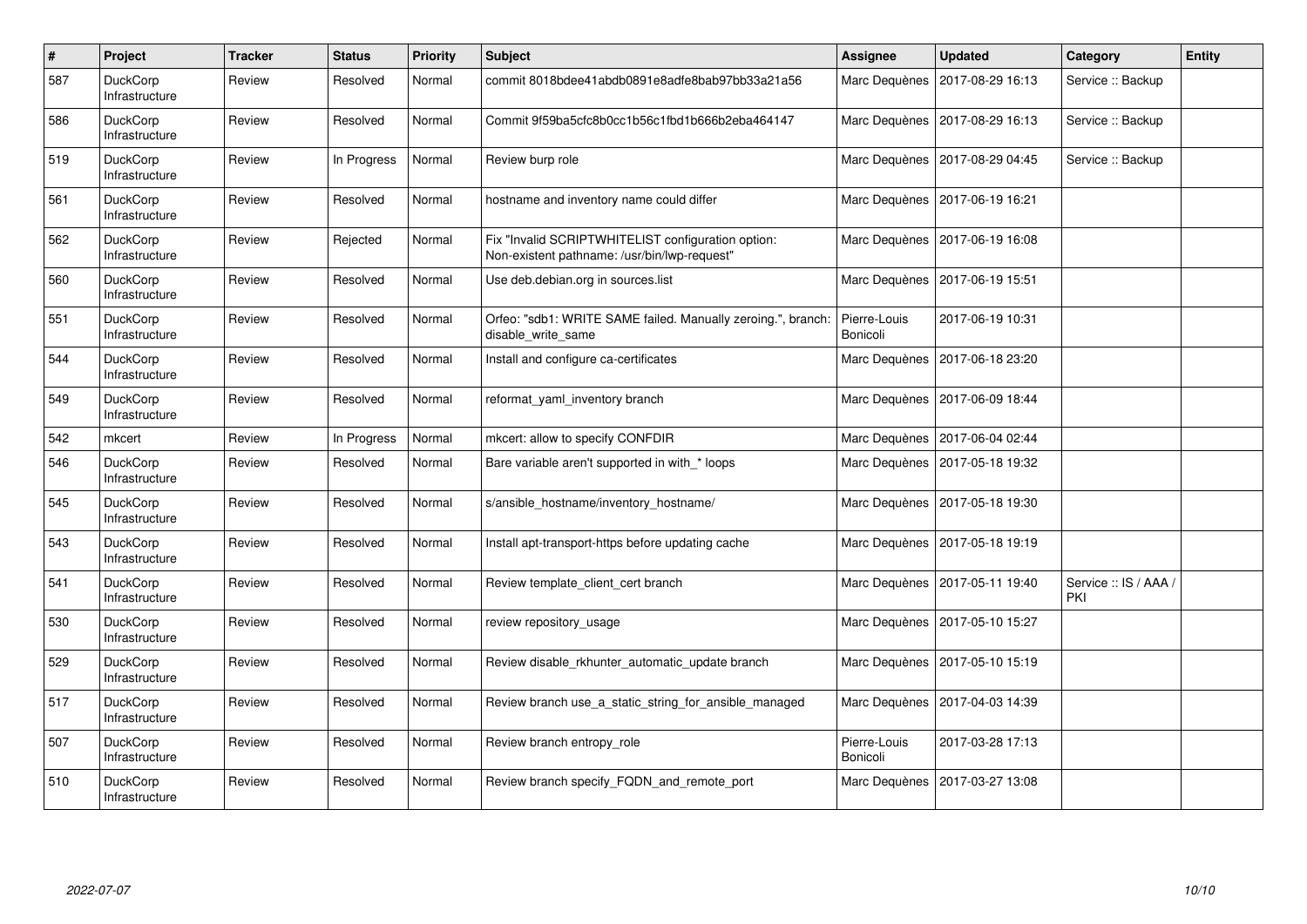| # | Project | Tracker | Status | Priority | Subject | Assignee | Updated | Category | Entity |
|---|---|---|---|---|---|---|---|---|---|
| 587 | DuckCorp Infrastructure | Review | Resolved | Normal | commit 8018bdee41abdb0891e8adfe8bab97bb33a21a56 | Marc Dequènes | 2017-08-29 16:13 | Service :: Backup | |
| 586 | DuckCorp Infrastructure | Review | Resolved | Normal | Commit 9f59ba5cfc8b0cc1b56c1fbd1b666b2eba464147 | Marc Dequènes | 2017-08-29 16:13 | Service :: Backup | |
| 519 | DuckCorp Infrastructure | Review | In Progress | Normal | Review burp role | Marc Dequènes | 2017-08-29 04:45 | Service :: Backup | |
| 561 | DuckCorp Infrastructure | Review | Resolved | Normal | hostname and inventory name could differ | Marc Dequènes | 2017-06-19 16:21 | | |
| 562 | DuckCorp Infrastructure | Review | Rejected | Normal | Fix "Invalid SCRIPTWHITELIST configuration option: Non-existent pathname: /usr/bin/lwp-request" | Marc Dequènes | 2017-06-19 16:08 | | |
| 560 | DuckCorp Infrastructure | Review | Resolved | Normal | Use deb.debian.org in sources.list | Marc Dequènes | 2017-06-19 15:51 | | |
| 551 | DuckCorp Infrastructure | Review | Resolved | Normal | Orfeo: "sdb1: WRITE SAME failed. Manually zeroing.", branch: disable_write_same | Pierre-Louis Bonicoli | 2017-06-19 10:31 | | |
| 544 | DuckCorp Infrastructure | Review | Resolved | Normal | Install and configure ca-certificates | Marc Dequènes | 2017-06-18 23:20 | | |
| 549 | DuckCorp Infrastructure | Review | Resolved | Normal | reformat_yaml_inventory branch | Marc Dequènes | 2017-06-09 18:44 | | |
| 542 | mkcert | Review | In Progress | Normal | mkcert: allow to specify CONFDIR | Marc Dequènes | 2017-06-04 02:44 | | |
| 546 | DuckCorp Infrastructure | Review | Resolved | Normal | Bare variable aren't supported in with_* loops | Marc Dequènes | 2017-05-18 19:32 | | |
| 545 | DuckCorp Infrastructure | Review | Resolved | Normal | s/ansible_hostname/inventory_hostname/ | Marc Dequènes | 2017-05-18 19:30 | | |
| 543 | DuckCorp Infrastructure | Review | Resolved | Normal | Install apt-transport-https before updating cache | Marc Dequènes | 2017-05-18 19:19 | | |
| 541 | DuckCorp Infrastructure | Review | Resolved | Normal | Review template_client_cert branch | Marc Dequènes | 2017-05-11 19:40 | Service :: IS / AAA / PKI | |
| 530 | DuckCorp Infrastructure | Review | Resolved | Normal | review repository_usage | Marc Dequènes | 2017-05-10 15:27 | | |
| 529 | DuckCorp Infrastructure | Review | Resolved | Normal | Review disable_rkhunter_automatic_update branch | Marc Dequènes | 2017-05-10 15:19 | | |
| 517 | DuckCorp Infrastructure | Review | Resolved | Normal | Review branch use_a_static_string_for_ansible_managed | Marc Dequènes | 2017-04-03 14:39 | | |
| 507 | DuckCorp Infrastructure | Review | Resolved | Normal | Review branch entropy_role | Pierre-Louis Bonicoli | 2017-03-28 17:13 | | |
| 510 | DuckCorp Infrastructure | Review | Resolved | Normal | Review branch specify_FQDN_and_remote_port | Marc Dequènes | 2017-03-27 13:08 | | |